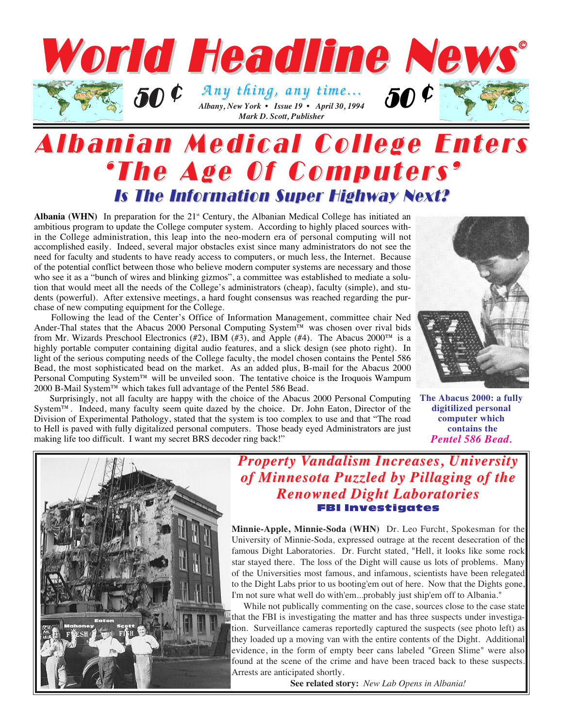# World Headline News©

**50 ¢** *Any thing, any time...* **50 ¢**

*Albany, New York • Issue 19 • April 30, 1994*
*Mark D. Scott, Publisher*

# Albanian Medical College Enters 'The Age Of Computers'

## *Is The Information Super Highway Next?*

**Albania (WHN)** In preparation for the 21st Century, the Albanian Medical College has initiated an ambitious program to update the College computer system. According to highly placed sources within the College administration, this leap into the neo-modern era of personal computing will not accomplished easily. Indeed, several major obstacles exist since many administrators do not see the need for faculty and students to have ready access to computers, or much less, the Internet. Because of the potential conflict between those who believe modern computer systems are necessary and those who see it as a "bunch of wires and blinking gizmos", a committee was established to mediate a solution that would meet all the needs of the College's administrators (cheap), faculty (simple), and students (powerful). After extensive meetings, a hard fought consensus was reached regarding the purchase of new computing equipment for the College.

Following the lead of the Center's Office of Information Management, committee chair Ned Ander-Thal states that the Abacus 2000 Personal Computing System™ was chosen over rival bids from Mr. Wizards Preschool Electronics (#2), IBM (#3), and Apple (#4). The Abacus 2000™ is a highly portable computer containing digital audio features, and a slick design (see photo right). In light of the serious computing needs of the College faculty, the model chosen contains the Pentel 586 Bead, the most sophisticated bead on the market. As an added plus, B-mail for the Abacus 2000 Personal Computing System™ will be unveiled soon. The tentative choice is the Iroquois Wampum 2000 B-Mail System™ which takes full advantage of the Pentel 586 Bead.

Surprisingly, not all faculty are happy with the choice of the Abacus 2000 Personal Computing System™. Indeed, many faculty seem quite dazed by the choice. Dr. John Eaton, Director of the Division of Experimental Pathology, stated that the system is too complex to use and that "The road to Hell is paved with fully digitalized personal computers. Those beady eyed Administrators are just making life too difficult. I want my secret BRS decoder ring back!"

**The Abacus 2000: a fully digitilized personal computer which contains the *Pentel 586 Bead.***

## *Property Vandalism Increases, University of Minnesota Puzzled by Pillaging of the Renowned Dight Laboratories*

### FBI Investigates

**Minnie-Apple, Minnie-Soda (WHN)** Dr. Leo Furcht, Spokesman for the University of Minnie-Soda, expressed outrage at the recent desecration of the famous Dight Laboratories. Dr. Furcht stated, "Hell, it looks like some rock star stayed there. The loss of the Dight will cause us lots of problems. Many of the Universities most famous, and infamous, scientists have been relegated to the Dight Labs prior to us booting'em out of here. Now that the Dights gone, I'm not sure what well do with'em...probably just ship'em off to Albania."

While not publically commenting on the case, sources close to the case state that the FBI is investigating the matter and has three suspects under investigation. Surveillance cameras reportedly captured the suspects (see photo left) as they loaded up a moving van with the entire contents of the Dight. Additional evidence, in the form of empty beer cans labeled "Green Slime" were also found at the scene of the crime and have been traced back to these suspects. Arrests are anticipated shortly.

**See related story:** *New Lab Opens in Albania!*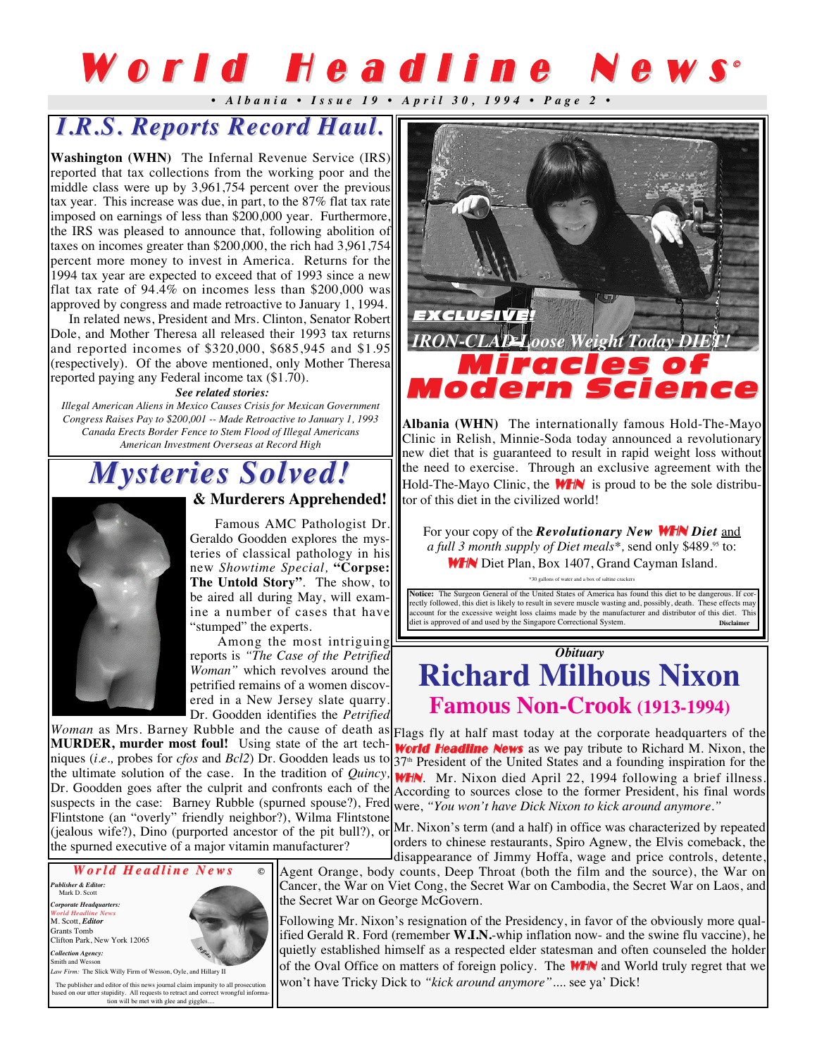# World Headline News©

## I.R.S. Reports Record Haul.

**Washington (WHN)** The Infernal Revenue Service (IRS) reported that tax collections from the working poor and the middle class were up by 3,961,754 percent over the previous tax year. This increase was due, in part, to the 87% flat tax rate imposed on earnings of less than $200,000 year. Furthermore, the IRS was pleased to announce that, following abolition of taxes on incomes greater than $200,000, the rich had 3,961,754 percent more money to invest in America. Returns for the 1994 tax year are expected to exceed that of 1993 since a new flat tax rate of 94.4% on incomes less than $200,000 was approved by congress and made retroactive to January 1, 1994.

In related news, President and Mrs. Clinton, Senator Robert Dole, and Mother Theresa all released their 1993 tax returns and reported incomes of $320,000, $685,945 and $1.95 (respectively). Of the above mentioned, only Mother Theresa reported paying any Federal income tax ($1.70).

***See related stories:***

*Illegal American Aliens in Mexico Causes Crisis for Mexican Government*
*Congress Raises Pay to $200,001 -- Made Retroactive to January 1, 1993*
*Canada Erects Border Fence to Stem Flood of Illegal Americans*
*American Investment Overseas at Record High*

## Mysteries Solved!

### & Murderers Apprehended!

Famous AMC Pathologist Dr. Geraldo Goodden explores the mysteries of classical pathology in his new *Showtime Special*, **"Corpse: The Untold Story"**. The show, to be aired all during May, will examine a number of cases that have "stumped" the experts.

Among the most intriguing reports is *"The Case of the Petrified Woman"* which revolves around the petrified remains of a women discovered in a New Jersey slate quarry. Dr. Goodden identifies the *Petrified Woman* as Mrs. Barney Rubble and the cause of death as **MURDER, murder most foul!** Using state of the art techniques (*i.e.*, probes for *cfos* and *Bcl2*) Dr. Goodden leads us to the ultimate solution of the case. In the tradition of *Quincy*, Dr. Goodden goes after the culprit and confronts each of the suspects in the case: Barney Rubble (spurned spouse?), Fred Flintstone (an "overly" friendly neighbor?), Wilma Flintstone (jealous wife?), Dino (purported ancestor of the pit bull?), or the spurned executive of a major vitamin manufacturer?

**EXCLUSIVE!**

*IRON-CLAD Loose Weight Today DIET!*

## Miracles of Modern Science

**Albania (WHN)** The internationally famous Hold-The-Mayo Clinic in Relish, Minnie-Soda today announced a revolutionary new diet that is guaranteed to result in rapid weight loss without the need to exercise. Through an exclusive agreement with the Hold-The-Mayo Clinic, the **WHN** is proud to be the sole distributor of this diet in the civilized world!

For your copy of the ***Revolutionary New* WHN *Diet*** and *a full 3 month supply of Diet meals\**, send only $489.95 to: **WHN** Diet Plan, Box 1407, Grand Cayman Island.

\*30 gallons of water and a box of saltine crackers

**Notice:** The Surgeon General of the United States of America has found this diet to be dangerous. If correctly followed, this diet is likely to result in severe muscle wasting and, possibly, death. These effects may account for the excessive weight loss claims made by the manufacturer and distributor of this diet. This diet is approved of and used by the Singapore Correctional System. **Disclaimer**

*Obituary*

## Richard Milhous Nixon

### Famous Non-Crook (1913-1994)

Flags fly at half mast today at the corporate headquarters of the **World Headline News** as we pay tribute to Richard M. Nixon, the 37th President of the United States and a founding inspiration for the **WHN**. Mr. Nixon died April 22, 1994 following a brief illness. According to sources close to the former President, his final words were, *"You won't have Dick Nixon to kick around anymore."*

Mr. Nixon's term (and a half) in office was characterized by repeated orders to chinese restaurants, Spiro Agnew, the Elvis comeback, the disappearance of Jimmy Hoffa, wage and price controls, detente, Agent Orange, body counts, Deep Throat (both the film and the source), the War on Cancer, the War on Viet Cong, the Secret War on Cambodia, the Secret War on Laos, and the Secret War on George McGovern.

Following Mr. Nixon's resignation of the Presidency, in favor of the obviously more qualified Gerald R. Ford (remember **W.I.N.**-whip inflation now- and the swine flu vaccine), he quietly established himself as a respected elder statesman and often counseled the holder of the Oval Office on matters of foreign policy. The **WHN** and World truly regret that we won't have Tricky Dick to *"kick around anymore"*.... see ya' Dick!

**World Headline News** ©

*Publisher & Editor:*
Mark D. Scott

*Corporate Headquarters:*
*World Headline News*
M. Scott, ***Editor***
Grants Tomb
Clifton Park, New York 12065

*Collection Agency:*
Smith and Wesson

*Law Firm:* The Slick Willy Firm of Wesson, Oyle, and Hillary II

The publisher and editor of this news journal claim impunity to all prosecution based on our utter stupidity. All requests to retract and correct wrongful information will be met with glee and giggles....